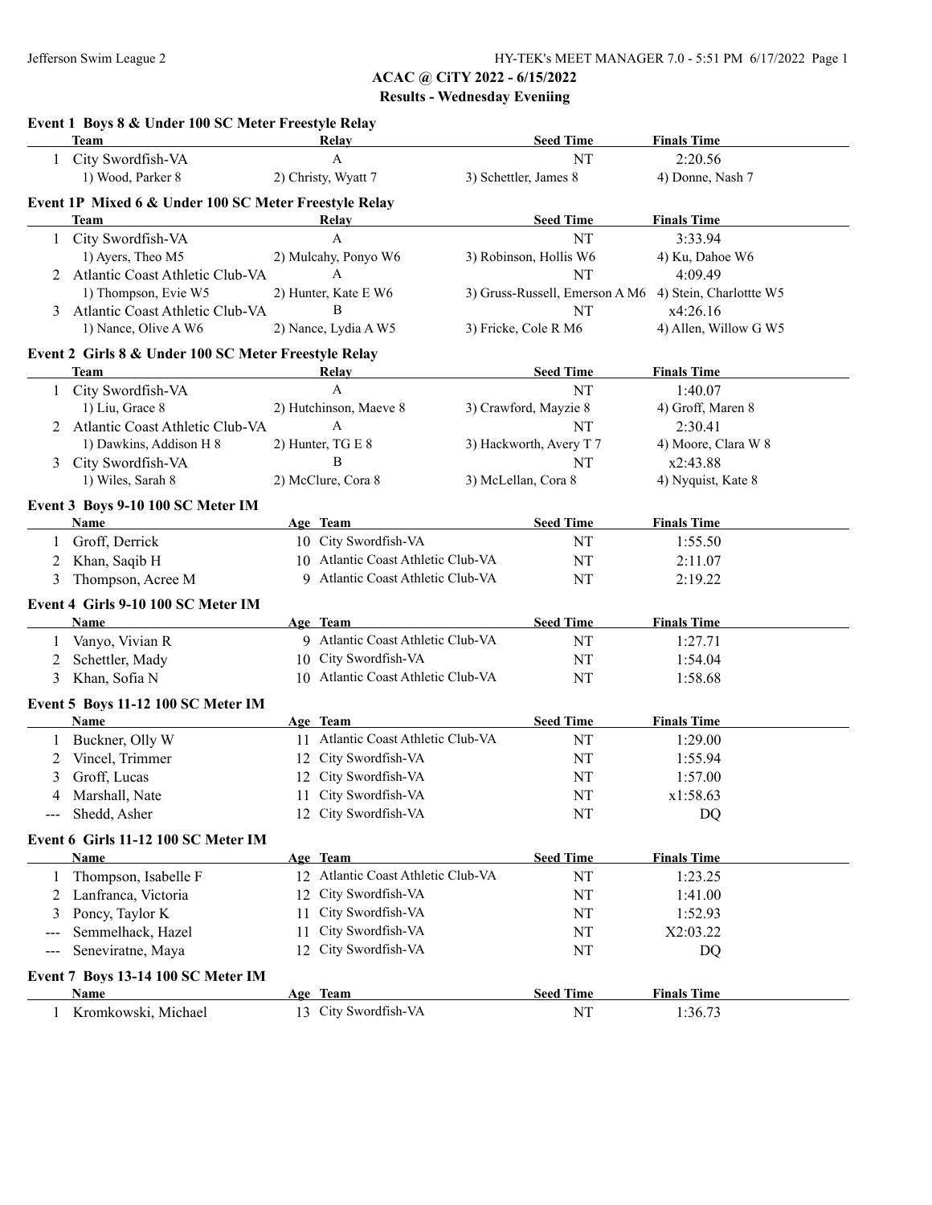## ACAC @ CiTY 2022 - 6/15/2022

### Results - Wednesday Eveniing

**Event 1 Boys 8 & Under 100 SC Meter Freestyle Relay**

| | Team | Relay | Seed Time | Finals Time |
|---|---|---|---|---|
| 1 | City Swordfish-VA | A | NT | 2:20.56 |
| | 1) Wood, Parker 8 | 2) Christy, Wyatt 7 | 3) Schettler, James 8 | 4) Donne, Nash 7 |

**Event 1P Mixed 6 & Under 100 SC Meter Freestyle Relay**

| | Team | Relay | Seed Time | Finals Time |
|---|---|---|---|---|
| 1 | City Swordfish-VA | A | NT | 3:33.94 |
| | 1) Ayers, Theo M5 | 2) Mulcahy, Ponyo W6 | 3) Robinson, Hollis W6 | 4) Ku, Dahoe W6 |
| 2 | Atlantic Coast Athletic Club-VA | A | NT | 4:09.49 |
| | 1) Thompson, Evie W5 | 2) Hunter, Kate E W6 | 3) Gruss-Russell, Emerson A M6 | 4) Stein, Charlottte W5 |
| 3 | Atlantic Coast Athletic Club-VA | B | NT | x4:26.16 |
| | 1) Nance, Olive A W6 | 2) Nance, Lydia A W5 | 3) Fricke, Cole R M6 | 4) Allen, Willow G W5 |

**Event 2 Girls 8 & Under 100 SC Meter Freestyle Relay**

| | Team | Relay | Seed Time | Finals Time |
|---|---|---|---|---|
| 1 | City Swordfish-VA | A | NT | 1:40.07 |
| | 1) Liu, Grace 8 | 2) Hutchinson, Maeve 8 | 3) Crawford, Mayzie 8 | 4) Groff, Maren 8 |
| 2 | Atlantic Coast Athletic Club-VA | A | NT | 2:30.41 |
| | 1) Dawkins, Addison H 8 | 2) Hunter, TG E 8 | 3) Hackworth, Avery T 7 | 4) Moore, Clara W 8 |
| 3 | City Swordfish-VA | B | NT | x2:43.88 |
| | 1) Wiles, Sarah 8 | 2) McClure, Cora 8 | 3) McLellan, Cora 8 | 4) Nyquist, Kate 8 |

**Event 3 Boys 9-10 100 SC Meter IM**

| | Name | Age | Team | Seed Time | Finals Time |
|---|---|---|---|---|---|
| 1 | Groff, Derrick | 10 | City Swordfish-VA | NT | 1:55.50 |
| 2 | Khan, Saqib H | 10 | Atlantic Coast Athletic Club-VA | NT | 2:11.07 |
| 3 | Thompson, Acree M | 9 | Atlantic Coast Athletic Club-VA | NT | 2:19.22 |

**Event 4 Girls 9-10 100 SC Meter IM**

| | Name | Age | Team | Seed Time | Finals Time |
|---|---|---|---|---|---|
| 1 | Vanyo, Vivian R | 9 | Atlantic Coast Athletic Club-VA | NT | 1:27.71 |
| 2 | Schettler, Mady | 10 | City Swordfish-VA | NT | 1:54.04 |
| 3 | Khan, Sofia N | 10 | Atlantic Coast Athletic Club-VA | NT | 1:58.68 |

**Event 5 Boys 11-12 100 SC Meter IM**

| | Name | Age | Team | Seed Time | Finals Time |
|---|---|---|---|---|---|
| 1 | Buckner, Olly W | 11 | Atlantic Coast Athletic Club-VA | NT | 1:29.00 |
| 2 | Vincel, Trimmer | 12 | City Swordfish-VA | NT | 1:55.94 |
| 3 | Groff, Lucas | 12 | City Swordfish-VA | NT | 1:57.00 |
| 4 | Marshall, Nate | 11 | City Swordfish-VA | NT | x1:58.63 |
| --- | Shedd, Asher | 12 | City Swordfish-VA | NT | DQ |

**Event 6 Girls 11-12 100 SC Meter IM**

| | Name | Age | Team | Seed Time | Finals Time |
|---|---|---|---|---|---|
| 1 | Thompson, Isabelle F | 12 | Atlantic Coast Athletic Club-VA | NT | 1:23.25 |
| 2 | Lanfranca, Victoria | 12 | City Swordfish-VA | NT | 1:41.00 |
| 3 | Poncy, Taylor K | 11 | City Swordfish-VA | NT | 1:52.93 |
| --- | Semmelhack, Hazel | 11 | City Swordfish-VA | NT | X2:03.22 |
| --- | Seneviratne, Maya | 12 | City Swordfish-VA | NT | DQ |

**Event 7 Boys 13-14 100 SC Meter IM**

| | Name | Age | Team | Seed Time | Finals Time |
|---|---|---|---|---|---|
| 1 | Kromkowski, Michael | 13 | City Swordfish-VA | NT | 1:36.73 |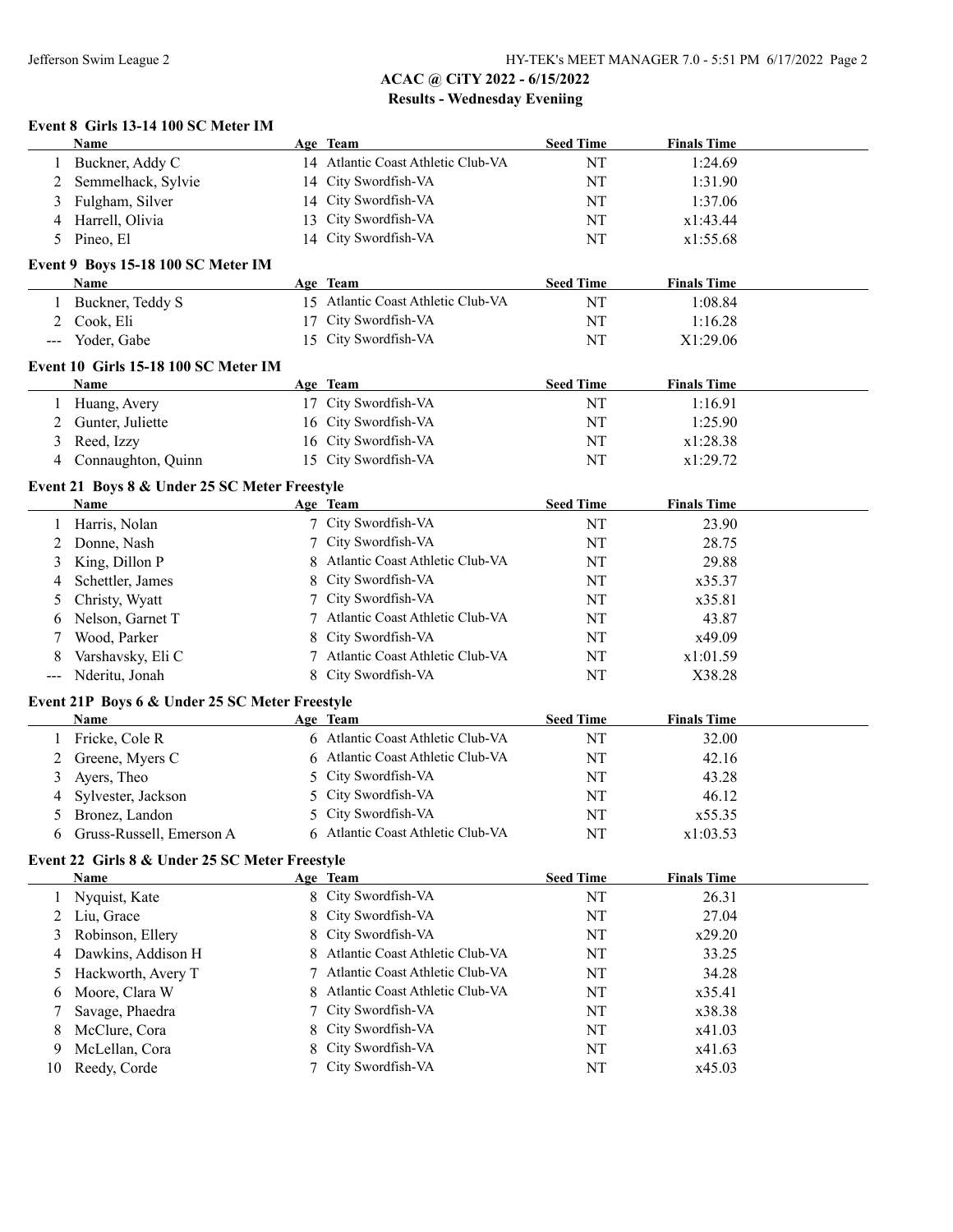## ACAC @ CiTY 2022 - 6/15/2022

### Results - Wednesday Eveniing

#### Event 8 Girls 13-14 100 SC Meter IM

| | Name | Age | Team | Seed Time | Finals Time |
|---|---|---|---|---|---|
| 1 | Buckner, Addy C | 14 | Atlantic Coast Athletic Club-VA | NT | 1:24.69 |
| 2 | Semmelhack, Sylvie | 14 | City Swordfish-VA | NT | 1:31.90 |
| 3 | Fulgham, Silver | 14 | City Swordfish-VA | NT | 1:37.06 |
| 4 | Harrell, Olivia | 13 | City Swordfish-VA | NT | x1:43.44 |
| 5 | Pineo, El | 14 | City Swordfish-VA | NT | x1:55.68 |

#### Event 9 Boys 15-18 100 SC Meter IM

| | Name | Age | Team | Seed Time | Finals Time |
|---|---|---|---|---|---|
| 1 | Buckner, Teddy S | 15 | Atlantic Coast Athletic Club-VA | NT | 1:08.84 |
| 2 | Cook, Eli | 17 | City Swordfish-VA | NT | 1:16.28 |
| --- | Yoder, Gabe | 15 | City Swordfish-VA | NT | X1:29.06 |

#### Event 10 Girls 15-18 100 SC Meter IM

| | Name | Age | Team | Seed Time | Finals Time |
|---|---|---|---|---|---|
| 1 | Huang, Avery | 17 | City Swordfish-VA | NT | 1:16.91 |
| 2 | Gunter, Juliette | 16 | City Swordfish-VA | NT | 1:25.90 |
| 3 | Reed, Izzy | 16 | City Swordfish-VA | NT | x1:28.38 |
| 4 | Connaughton, Quinn | 15 | City Swordfish-VA | NT | x1:29.72 |

#### Event 21 Boys 8 & Under 25 SC Meter Freestyle

| | Name | Age | Team | Seed Time | Finals Time |
|---|---|---|---|---|---|
| 1 | Harris, Nolan | 7 | City Swordfish-VA | NT | 23.90 |
| 2 | Donne, Nash | 7 | City Swordfish-VA | NT | 28.75 |
| 3 | King, Dillon P | 8 | Atlantic Coast Athletic Club-VA | NT | 29.88 |
| 4 | Schettler, James | 8 | City Swordfish-VA | NT | x35.37 |
| 5 | Christy, Wyatt | 7 | City Swordfish-VA | NT | x35.81 |
| 6 | Nelson, Garnet T | 7 | Atlantic Coast Athletic Club-VA | NT | 43.87 |
| 7 | Wood, Parker | 8 | City Swordfish-VA | NT | x49.09 |
| 8 | Varshavsky, Eli C | 7 | Atlantic Coast Athletic Club-VA | NT | x1:01.59 |
| --- | Nderitu, Jonah | 8 | City Swordfish-VA | NT | X38.28 |

#### Event 21P Boys 6 & Under 25 SC Meter Freestyle

| | Name | Age | Team | Seed Time | Finals Time |
|---|---|---|---|---|---|
| 1 | Fricke, Cole R | 6 | Atlantic Coast Athletic Club-VA | NT | 32.00 |
| 2 | Greene, Myers C | 6 | Atlantic Coast Athletic Club-VA | NT | 42.16 |
| 3 | Ayers, Theo | 5 | City Swordfish-VA | NT | 43.28 |
| 4 | Sylvester, Jackson | 5 | City Swordfish-VA | NT | 46.12 |
| 5 | Bronez, Landon | 5 | City Swordfish-VA | NT | x55.35 |
| 6 | Gruss-Russell, Emerson A | 6 | Atlantic Coast Athletic Club-VA | NT | x1:03.53 |

#### Event 22 Girls 8 & Under 25 SC Meter Freestyle

| | Name | Age | Team | Seed Time | Finals Time |
|---|---|---|---|---|---|
| 1 | Nyquist, Kate | 8 | City Swordfish-VA | NT | 26.31 |
| 2 | Liu, Grace | 8 | City Swordfish-VA | NT | 27.04 |
| 3 | Robinson, Ellery | 8 | City Swordfish-VA | NT | x29.20 |
| 4 | Dawkins, Addison H | 8 | Atlantic Coast Athletic Club-VA | NT | 33.25 |
| 5 | Hackworth, Avery T | 7 | Atlantic Coast Athletic Club-VA | NT | 34.28 |
| 6 | Moore, Clara W | 8 | Atlantic Coast Athletic Club-VA | NT | x35.41 |
| 7 | Savage, Phaedra | 7 | City Swordfish-VA | NT | x38.38 |
| 8 | McClure, Cora | 8 | City Swordfish-VA | NT | x41.03 |
| 9 | McLellan, Cora | 8 | City Swordfish-VA | NT | x41.63 |
| 10 | Reedy, Corde | 7 | City Swordfish-VA | NT | x45.03 |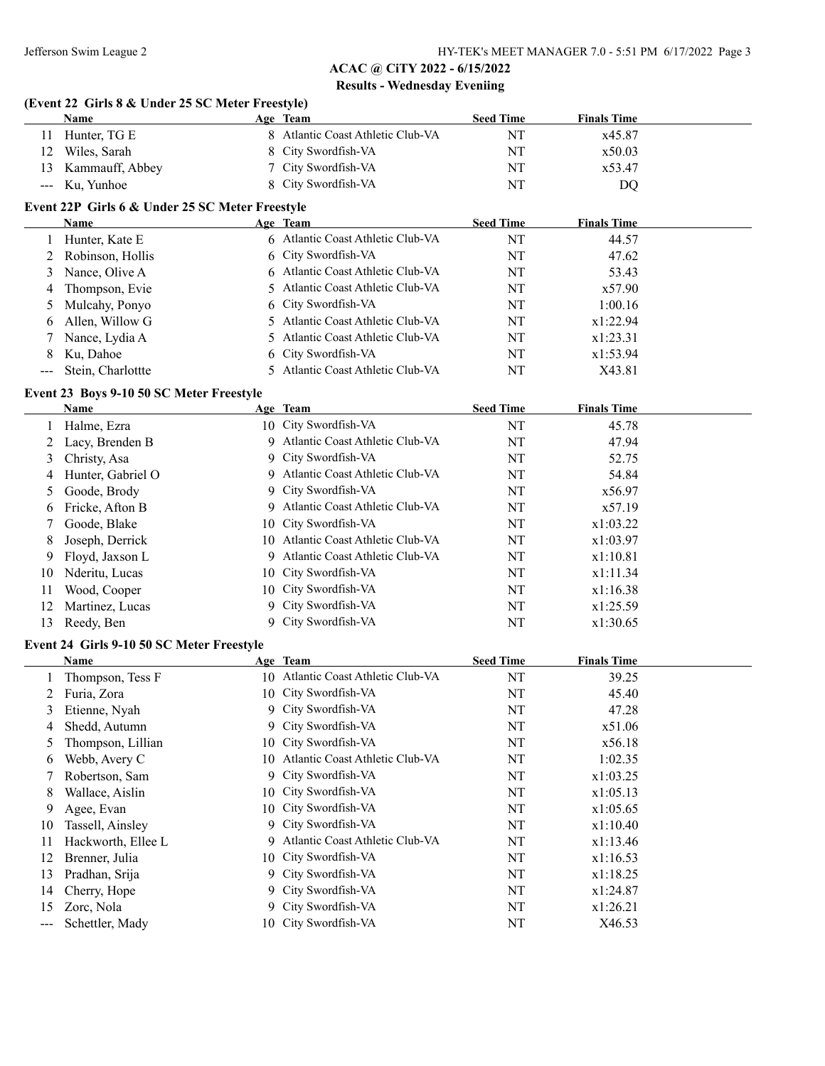## ACAC @ CiTY 2022 - 6/15/2022

### Results - Wednesday Eveniing

### (Event 22 Girls 8 & Under 25 SC Meter Freestyle)

| | Name | Age | Team | Seed Time | Finals Time |
|---|---|---|---|---|---|
| 11 | Hunter, TG E | 8 | Atlantic Coast Athletic Club-VA | NT | x45.87 |
| 12 | Wiles, Sarah | 8 | City Swordfish-VA | NT | x50.03 |
| 13 | Kammauff, Abbey | 7 | City Swordfish-VA | NT | x53.47 |
| --- | Ku, Yunhoe | 8 | City Swordfish-VA | NT | DQ |

### Event 22P Girls 6 & Under 25 SC Meter Freestyle

| | Name | Age | Team | Seed Time | Finals Time |
|---|---|---|---|---|---|
| 1 | Hunter, Kate E | 6 | Atlantic Coast Athletic Club-VA | NT | 44.57 |
| 2 | Robinson, Hollis | 6 | City Swordfish-VA | NT | 47.62 |
| 3 | Nance, Olive A | 6 | Atlantic Coast Athletic Club-VA | NT | 53.43 |
| 4 | Thompson, Evie | 5 | Atlantic Coast Athletic Club-VA | NT | x57.90 |
| 5 | Mulcahy, Ponyo | 6 | City Swordfish-VA | NT | 1:00.16 |
| 6 | Allen, Willow G | 5 | Atlantic Coast Athletic Club-VA | NT | x1:22.94 |
| 7 | Nance, Lydia A | 5 | Atlantic Coast Athletic Club-VA | NT | x1:23.31 |
| 8 | Ku, Dahoe | 6 | City Swordfish-VA | NT | x1:53.94 |
| --- | Stein, Charlottte | 5 | Atlantic Coast Athletic Club-VA | NT | X43.81 |

### Event 23 Boys 9-10 50 SC Meter Freestyle

| | Name | Age | Team | Seed Time | Finals Time |
|---|---|---|---|---|---|
| 1 | Halme, Ezra | 10 | City Swordfish-VA | NT | 45.78 |
| 2 | Lacy, Brenden B | 9 | Atlantic Coast Athletic Club-VA | NT | 47.94 |
| 3 | Christy, Asa | 9 | City Swordfish-VA | NT | 52.75 |
| 4 | Hunter, Gabriel O | 9 | Atlantic Coast Athletic Club-VA | NT | 54.84 |
| 5 | Goode, Brody | 9 | City Swordfish-VA | NT | x56.97 |
| 6 | Fricke, Afton B | 9 | Atlantic Coast Athletic Club-VA | NT | x57.19 |
| 7 | Goode, Blake | 10 | City Swordfish-VA | NT | x1:03.22 |
| 8 | Joseph, Derrick | 10 | Atlantic Coast Athletic Club-VA | NT | x1:03.97 |
| 9 | Floyd, Jaxson L | 9 | Atlantic Coast Athletic Club-VA | NT | x1:10.81 |
| 10 | Nderitu, Lucas | 10 | City Swordfish-VA | NT | x1:11.34 |
| 11 | Wood, Cooper | 10 | City Swordfish-VA | NT | x1:16.38 |
| 12 | Martinez, Lucas | 9 | City Swordfish-VA | NT | x1:25.59 |
| 13 | Reedy, Ben | 9 | City Swordfish-VA | NT | x1:30.65 |

### Event 24 Girls 9-10 50 SC Meter Freestyle

| | Name | Age | Team | Seed Time | Finals Time |
|---|---|---|---|---|---|
| 1 | Thompson, Tess F | 10 | Atlantic Coast Athletic Club-VA | NT | 39.25 |
| 2 | Furia, Zora | 10 | City Swordfish-VA | NT | 45.40 |
| 3 | Etienne, Nyah | 9 | City Swordfish-VA | NT | 47.28 |
| 4 | Shedd, Autumn | 9 | City Swordfish-VA | NT | x51.06 |
| 5 | Thompson, Lillian | 10 | City Swordfish-VA | NT | x56.18 |
| 6 | Webb, Avery C | 10 | Atlantic Coast Athletic Club-VA | NT | 1:02.35 |
| 7 | Robertson, Sam | 9 | City Swordfish-VA | NT | x1:03.25 |
| 8 | Wallace, Aislin | 10 | City Swordfish-VA | NT | x1:05.13 |
| 9 | Agee, Evan | 10 | City Swordfish-VA | NT | x1:05.65 |
| 10 | Tassell, Ainsley | 9 | City Swordfish-VA | NT | x1:10.40 |
| 11 | Hackworth, Ellee L | 9 | Atlantic Coast Athletic Club-VA | NT | x1:13.46 |
| 12 | Brenner, Julia | 10 | City Swordfish-VA | NT | x1:16.53 |
| 13 | Pradhan, Srija | 9 | City Swordfish-VA | NT | x1:18.25 |
| 14 | Cherry, Hope | 9 | City Swordfish-VA | NT | x1:24.87 |
| 15 | Zorc, Nola | 9 | City Swordfish-VA | NT | x1:26.21 |
| --- | Schettler, Mady | 10 | City Swordfish-VA | NT | X46.53 |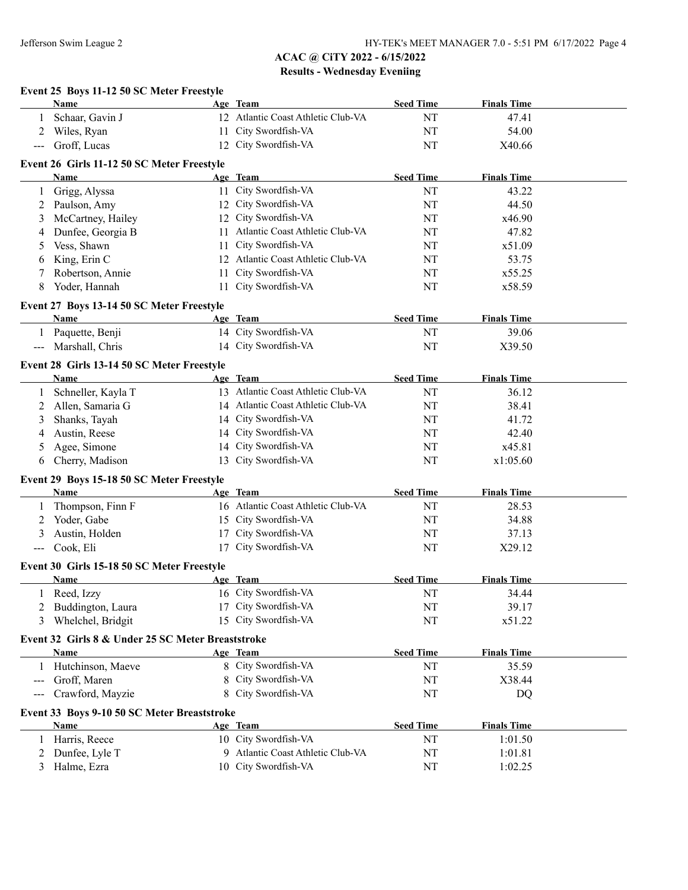# ACAC @ CiTY 2022 - 6/15/2022

## Results - Wednesday Eveniing

### Event 25 Boys 11-12 50 SC Meter Freestyle

| | Name | Age | Team | Seed Time | Finals Time |
|---|---|---|---|---|---|
| 1 | Schaar, Gavin J | 12 | Atlantic Coast Athletic Club-VA | NT | 47.41 |
| 2 | Wiles, Ryan | 11 | City Swordfish-VA | NT | 54.00 |
| --- | Groff, Lucas | 12 | City Swordfish-VA | NT | X40.66 |

### Event 26 Girls 11-12 50 SC Meter Freestyle

| | Name | Age | Team | Seed Time | Finals Time |
|---|---|---|---|---|---|
| 1 | Grigg, Alyssa | 11 | City Swordfish-VA | NT | 43.22 |
| 2 | Paulson, Amy | 12 | City Swordfish-VA | NT | 44.50 |
| 3 | McCartney, Hailey | 12 | City Swordfish-VA | NT | x46.90 |
| 4 | Dunfee, Georgia B | 11 | Atlantic Coast Athletic Club-VA | NT | 47.82 |
| 5 | Vess, Shawn | 11 | City Swordfish-VA | NT | x51.09 |
| 6 | King, Erin C | 12 | Atlantic Coast Athletic Club-VA | NT | 53.75 |
| 7 | Robertson, Annie | 11 | City Swordfish-VA | NT | x55.25 |
| 8 | Yoder, Hannah | 11 | City Swordfish-VA | NT | x58.59 |

### Event 27 Boys 13-14 50 SC Meter Freestyle

| | Name | Age | Team | Seed Time | Finals Time |
|---|---|---|---|---|---|
| 1 | Paquette, Benji | 14 | City Swordfish-VA | NT | 39.06 |
| --- | Marshall, Chris | 14 | City Swordfish-VA | NT | X39.50 |

### Event 28 Girls 13-14 50 SC Meter Freestyle

| | Name | Age | Team | Seed Time | Finals Time |
|---|---|---|---|---|---|
| 1 | Schneller, Kayla T | 13 | Atlantic Coast Athletic Club-VA | NT | 36.12 |
| 2 | Allen, Samaria G | 14 | Atlantic Coast Athletic Club-VA | NT | 38.41 |
| 3 | Shanks, Tayah | 14 | City Swordfish-VA | NT | 41.72 |
| 4 | Austin, Reese | 14 | City Swordfish-VA | NT | 42.40 |
| 5 | Agee, Simone | 14 | City Swordfish-VA | NT | x45.81 |
| 6 | Cherry, Madison | 13 | City Swordfish-VA | NT | x1:05.60 |

### Event 29 Boys 15-18 50 SC Meter Freestyle

| | Name | Age | Team | Seed Time | Finals Time |
|---|---|---|---|---|---|
| 1 | Thompson, Finn F | 16 | Atlantic Coast Athletic Club-VA | NT | 28.53 |
| 2 | Yoder, Gabe | 15 | City Swordfish-VA | NT | 34.88 |
| 3 | Austin, Holden | 17 | City Swordfish-VA | NT | 37.13 |
| --- | Cook, Eli | 17 | City Swordfish-VA | NT | X29.12 |

### Event 30 Girls 15-18 50 SC Meter Freestyle

| | Name | Age | Team | Seed Time | Finals Time |
|---|---|---|---|---|---|
| 1 | Reed, Izzy | 16 | City Swordfish-VA | NT | 34.44 |
| 2 | Buddington, Laura | 17 | City Swordfish-VA | NT | 39.17 |
| 3 | Whelchel, Bridgit | 15 | City Swordfish-VA | NT | x51.22 |

### Event 32 Girls 8 & Under 25 SC Meter Breaststroke

| | Name | Age | Team | Seed Time | Finals Time |
|---|---|---|---|---|---|
| 1 | Hutchinson, Maeve | 8 | City Swordfish-VA | NT | 35.59 |
| --- | Groff, Maren | 8 | City Swordfish-VA | NT | X38.44 |
| --- | Crawford, Mayzie | 8 | City Swordfish-VA | NT | DQ |

### Event 33 Boys 9-10 50 SC Meter Breaststroke

| | Name | Age | Team | Seed Time | Finals Time |
|---|---|---|---|---|---|
| 1 | Harris, Reece | 10 | City Swordfish-VA | NT | 1:01.50 |
| 2 | Dunfee, Lyle T | 9 | Atlantic Coast Athletic Club-VA | NT | 1:01.81 |
| 3 | Halme, Ezra | 10 | City Swordfish-VA | NT | 1:02.25 |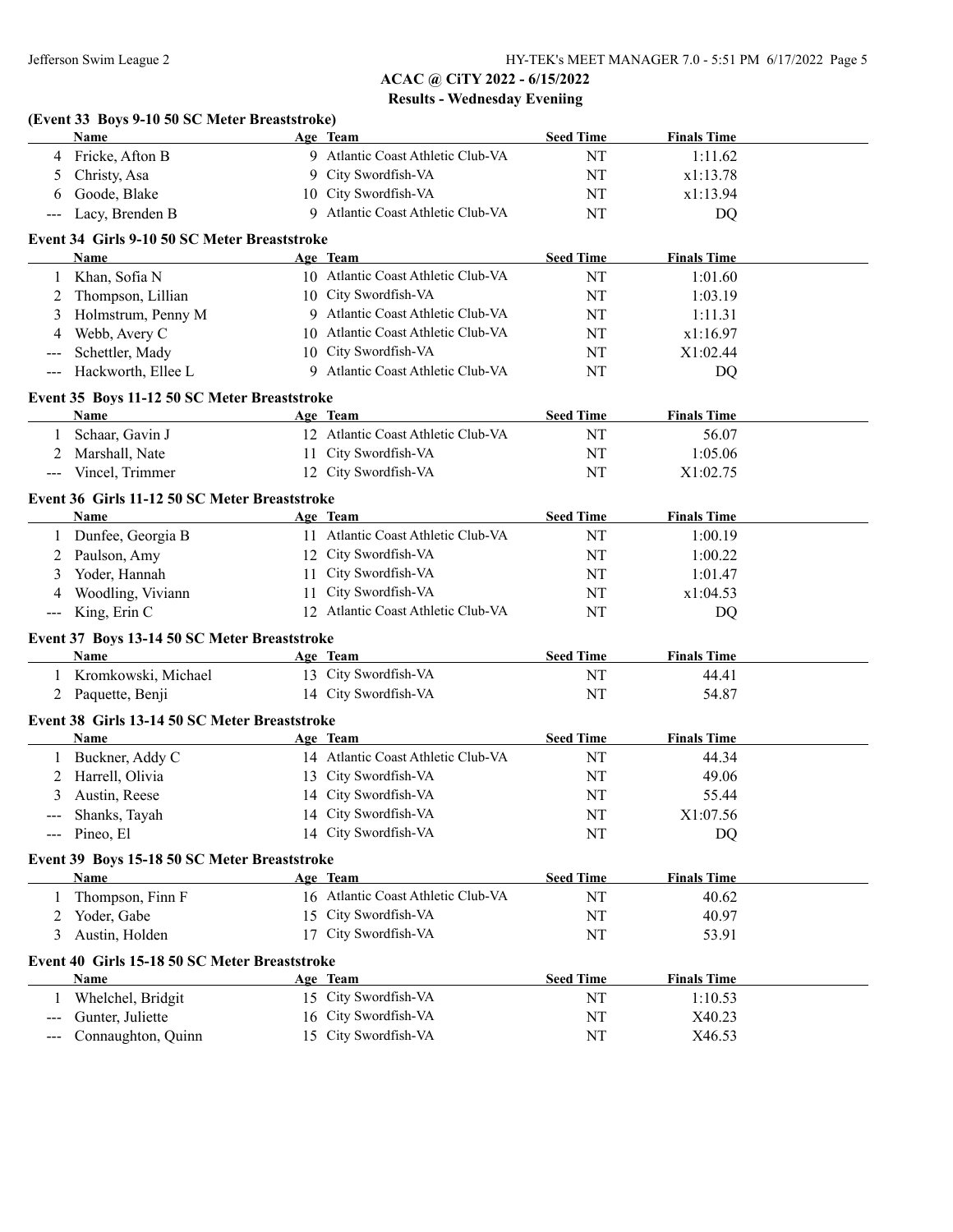# ACAC @ CiTY 2022 - 6/15/2022

## Results - Wednesday Eveniing

### (Event 33 Boys 9-10 50 SC Meter Breaststroke)

| | Name | Age | Team | Seed Time | Finals Time |
|---|---|---|---|---|---|
| 4 | Fricke, Afton B | 9 | Atlantic Coast Athletic Club-VA | NT | 1:11.62 |
| 5 | Christy, Asa | 9 | City Swordfish-VA | NT | x1:13.78 |
| 6 | Goode, Blake | 10 | City Swordfish-VA | NT | x1:13.94 |
| --- | Lacy, Brenden B | 9 | Atlantic Coast Athletic Club-VA | NT | DQ |

### Event 34 Girls 9-10 50 SC Meter Breaststroke

| | Name | Age | Team | Seed Time | Finals Time |
|---|---|---|---|---|---|
| 1 | Khan, Sofia N | 10 | Atlantic Coast Athletic Club-VA | NT | 1:01.60 |
| 2 | Thompson, Lillian | 10 | City Swordfish-VA | NT | 1:03.19 |
| 3 | Holmstrum, Penny M | 9 | Atlantic Coast Athletic Club-VA | NT | 1:11.31 |
| 4 | Webb, Avery C | 10 | Atlantic Coast Athletic Club-VA | NT | x1:16.97 |
| --- | Schettler, Mady | 10 | City Swordfish-VA | NT | X1:02.44 |
| --- | Hackworth, Ellee L | 9 | Atlantic Coast Athletic Club-VA | NT | DQ |

### Event 35 Boys 11-12 50 SC Meter Breaststroke

| | Name | Age | Team | Seed Time | Finals Time |
|---|---|---|---|---|---|
| 1 | Schaar, Gavin J | 12 | Atlantic Coast Athletic Club-VA | NT | 56.07 |
| 2 | Marshall, Nate | 11 | City Swordfish-VA | NT | 1:05.06 |
| --- | Vincel, Trimmer | 12 | City Swordfish-VA | NT | X1:02.75 |

### Event 36 Girls 11-12 50 SC Meter Breaststroke

| | Name | Age | Team | Seed Time | Finals Time |
|---|---|---|---|---|---|
| 1 | Dunfee, Georgia B | 11 | Atlantic Coast Athletic Club-VA | NT | 1:00.19 |
| 2 | Paulson, Amy | 12 | City Swordfish-VA | NT | 1:00.22 |
| 3 | Yoder, Hannah | 11 | City Swordfish-VA | NT | 1:01.47 |
| 4 | Woodling, Viviann | 11 | City Swordfish-VA | NT | x1:04.53 |
| --- | King, Erin C | 12 | Atlantic Coast Athletic Club-VA | NT | DQ |

### Event 37 Boys 13-14 50 SC Meter Breaststroke

| | Name | Age | Team | Seed Time | Finals Time |
|---|---|---|---|---|---|
| 1 | Kromkowski, Michael | 13 | City Swordfish-VA | NT | 44.41 |
| 2 | Paquette, Benji | 14 | City Swordfish-VA | NT | 54.87 |

### Event 38 Girls 13-14 50 SC Meter Breaststroke

| | Name | Age | Team | Seed Time | Finals Time |
|---|---|---|---|---|---|
| 1 | Buckner, Addy C | 14 | Atlantic Coast Athletic Club-VA | NT | 44.34 |
| 2 | Harrell, Olivia | 13 | City Swordfish-VA | NT | 49.06 |
| 3 | Austin, Reese | 14 | City Swordfish-VA | NT | 55.44 |
| --- | Shanks, Tayah | 14 | City Swordfish-VA | NT | X1:07.56 |
| --- | Pineo, El | 14 | City Swordfish-VA | NT | DQ |

### Event 39 Boys 15-18 50 SC Meter Breaststroke

| | Name | Age | Team | Seed Time | Finals Time |
|---|---|---|---|---|---|
| 1 | Thompson, Finn F | 16 | Atlantic Coast Athletic Club-VA | NT | 40.62 |
| 2 | Yoder, Gabe | 15 | City Swordfish-VA | NT | 40.97 |
| 3 | Austin, Holden | 17 | City Swordfish-VA | NT | 53.91 |

### Event 40 Girls 15-18 50 SC Meter Breaststroke

| | Name | Age | Team | Seed Time | Finals Time |
|---|---|---|---|---|---|
| 1 | Whelchel, Bridgit | 15 | City Swordfish-VA | NT | 1:10.53 |
| --- | Gunter, Juliette | 16 | City Swordfish-VA | NT | X40.23 |
| --- | Connaughton, Quinn | 15 | City Swordfish-VA | NT | X46.53 |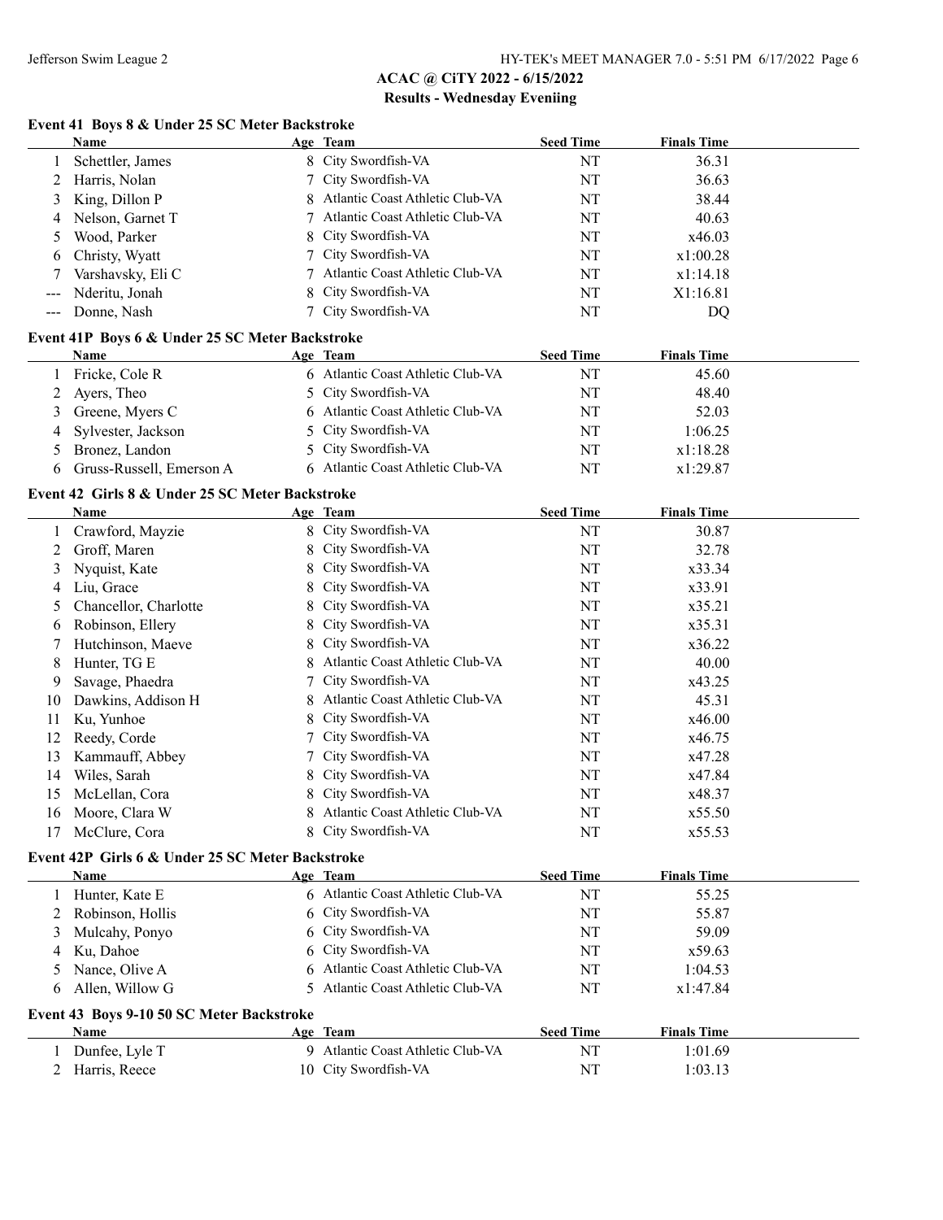## ACAC @ CiTY 2022 - 6/15/2022

### Results - Wednesday Eveniing

#### Event 41 Boys 8 & Under 25 SC Meter Backstroke

| | Name | Age | Team | Seed Time | Finals Time |
|---|---|---|---|---|---|
| 1 | Schettler, James | 8 | City Swordfish-VA | NT | 36.31 |
| 2 | Harris, Nolan | 7 | City Swordfish-VA | NT | 36.63 |
| 3 | King, Dillon P | 8 | Atlantic Coast Athletic Club-VA | NT | 38.44 |
| 4 | Nelson, Garnet T | 7 | Atlantic Coast Athletic Club-VA | NT | 40.63 |
| 5 | Wood, Parker | 8 | City Swordfish-VA | NT | x46.03 |
| 6 | Christy, Wyatt | 7 | City Swordfish-VA | NT | x1:00.28 |
| 7 | Varshavsky, Eli C | 7 | Atlantic Coast Athletic Club-VA | NT | x1:14.18 |
| --- | Nderitu, Jonah | 8 | City Swordfish-VA | NT | X1:16.81 |
| --- | Donne, Nash | 7 | City Swordfish-VA | NT | DQ |

#### Event 41P Boys 6 & Under 25 SC Meter Backstroke

| | Name | Age | Team | Seed Time | Finals Time |
|---|---|---|---|---|---|
| 1 | Fricke, Cole R | 6 | Atlantic Coast Athletic Club-VA | NT | 45.60 |
| 2 | Ayers, Theo | 5 | City Swordfish-VA | NT | 48.40 |
| 3 | Greene, Myers C | 6 | Atlantic Coast Athletic Club-VA | NT | 52.03 |
| 4 | Sylvester, Jackson | 5 | City Swordfish-VA | NT | 1:06.25 |
| 5 | Bronez, Landon | 5 | City Swordfish-VA | NT | x1:18.28 |
| 6 | Gruss-Russell, Emerson A | 6 | Atlantic Coast Athletic Club-VA | NT | x1:29.87 |

#### Event 42 Girls 8 & Under 25 SC Meter Backstroke

| | Name | Age | Team | Seed Time | Finals Time |
|---|---|---|---|---|---|
| 1 | Crawford, Mayzie | 8 | City Swordfish-VA | NT | 30.87 |
| 2 | Groff, Maren | 8 | City Swordfish-VA | NT | 32.78 |
| 3 | Nyquist, Kate | 8 | City Swordfish-VA | NT | x33.34 |
| 4 | Liu, Grace | 8 | City Swordfish-VA | NT | x33.91 |
| 5 | Chancellor, Charlotte | 8 | City Swordfish-VA | NT | x35.21 |
| 6 | Robinson, Ellery | 8 | City Swordfish-VA | NT | x35.31 |
| 7 | Hutchinson, Maeve | 8 | City Swordfish-VA | NT | x36.22 |
| 8 | Hunter, TG E | 8 | Atlantic Coast Athletic Club-VA | NT | 40.00 |
| 9 | Savage, Phaedra | 7 | City Swordfish-VA | NT | x43.25 |
| 10 | Dawkins, Addison H | 8 | Atlantic Coast Athletic Club-VA | NT | 45.31 |
| 11 | Ku, Yunhoe | 8 | City Swordfish-VA | NT | x46.00 |
| 12 | Reedy, Corde | 7 | City Swordfish-VA | NT | x46.75 |
| 13 | Kammauff, Abbey | 7 | City Swordfish-VA | NT | x47.28 |
| 14 | Wiles, Sarah | 8 | City Swordfish-VA | NT | x47.84 |
| 15 | McLellan, Cora | 8 | City Swordfish-VA | NT | x48.37 |
| 16 | Moore, Clara W | 8 | Atlantic Coast Athletic Club-VA | NT | x55.50 |
| 17 | McClure, Cora | 8 | City Swordfish-VA | NT | x55.53 |

#### Event 42P Girls 6 & Under 25 SC Meter Backstroke

| | Name | Age | Team | Seed Time | Finals Time |
|---|---|---|---|---|---|
| 1 | Hunter, Kate E | 6 | Atlantic Coast Athletic Club-VA | NT | 55.25 |
| 2 | Robinson, Hollis | 6 | City Swordfish-VA | NT | 55.87 |
| 3 | Mulcahy, Ponyo | 6 | City Swordfish-VA | NT | 59.09 |
| 4 | Ku, Dahoe | 6 | City Swordfish-VA | NT | x59.63 |
| 5 | Nance, Olive A | 6 | Atlantic Coast Athletic Club-VA | NT | 1:04.53 |
| 6 | Allen, Willow G | 5 | Atlantic Coast Athletic Club-VA | NT | x1:47.84 |

#### Event 43 Boys 9-10 50 SC Meter Backstroke

| | Name | Age | Team | Seed Time | Finals Time |
|---|---|---|---|---|---|
| 1 | Dunfee, Lyle T | 9 | Atlantic Coast Athletic Club-VA | NT | 1:01.69 |
| 2 | Harris, Reece | 10 | City Swordfish-VA | NT | 1:03.13 |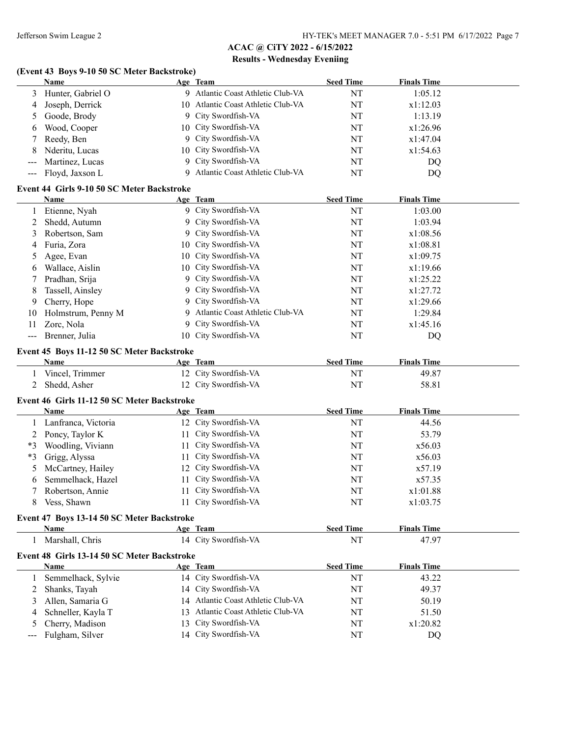## ACAC @ CiTY 2022 - 6/15/2022

### Results - Wednesday Eveniing

#### (Event 43 Boys 9-10 50 SC Meter Backstroke)

| | Name | Age | Team | Seed Time | Finals Time |
|---|---|---|---|---|---|
| 3 | Hunter, Gabriel O | 9 | Atlantic Coast Athletic Club-VA | NT | 1:05.12 |
| 4 | Joseph, Derrick | 10 | Atlantic Coast Athletic Club-VA | NT | x1:12.03 |
| 5 | Goode, Brody | 9 | City Swordfish-VA | NT | 1:13.19 |
| 6 | Wood, Cooper | 10 | City Swordfish-VA | NT | x1:26.96 |
| 7 | Reedy, Ben | 9 | City Swordfish-VA | NT | x1:47.04 |
| 8 | Nderitu, Lucas | 10 | City Swordfish-VA | NT | x1:54.63 |
| --- | Martinez, Lucas | 9 | City Swordfish-VA | NT | DQ |
| --- | Floyd, Jaxson L | 9 | Atlantic Coast Athletic Club-VA | NT | DQ |

#### Event 44 Girls 9-10 50 SC Meter Backstroke

| | Name | Age | Team | Seed Time | Finals Time |
|---|---|---|---|---|---|
| 1 | Etienne, Nyah | 9 | City Swordfish-VA | NT | 1:03.00 |
| 2 | Shedd, Autumn | 9 | City Swordfish-VA | NT | 1:03.94 |
| 3 | Robertson, Sam | 9 | City Swordfish-VA | NT | x1:08.56 |
| 4 | Furia, Zora | 10 | City Swordfish-VA | NT | x1:08.81 |
| 5 | Agee, Evan | 10 | City Swordfish-VA | NT | x1:09.75 |
| 6 | Wallace, Aislin | 10 | City Swordfish-VA | NT | x1:19.66 |
| 7 | Pradhan, Srija | 9 | City Swordfish-VA | NT | x1:25.22 |
| 8 | Tassell, Ainsley | 9 | City Swordfish-VA | NT | x1:27.72 |
| 9 | Cherry, Hope | 9 | City Swordfish-VA | NT | x1:29.66 |
| 10 | Holmstrum, Penny M | 9 | Atlantic Coast Athletic Club-VA | NT | 1:29.84 |
| 11 | Zorc, Nola | 9 | City Swordfish-VA | NT | x1:45.16 |
| --- | Brenner, Julia | 10 | City Swordfish-VA | NT | DQ |

#### Event 45 Boys 11-12 50 SC Meter Backstroke

| | Name | Age | Team | Seed Time | Finals Time |
|---|---|---|---|---|---|
| 1 | Vincel, Trimmer | 12 | City Swordfish-VA | NT | 49.87 |
| 2 | Shedd, Asher | 12 | City Swordfish-VA | NT | 58.81 |

#### Event 46 Girls 11-12 50 SC Meter Backstroke

| | Name | Age | Team | Seed Time | Finals Time |
|---|---|---|---|---|---|
| 1 | Lanfranca, Victoria | 12 | City Swordfish-VA | NT | 44.56 |
| 2 | Poncy, Taylor K | 11 | City Swordfish-VA | NT | 53.79 |
| *3 | Woodling, Viviann | 11 | City Swordfish-VA | NT | x56.03 |
| *3 | Grigg, Alyssa | 11 | City Swordfish-VA | NT | x56.03 |
| 5 | McCartney, Hailey | 12 | City Swordfish-VA | NT | x57.19 |
| 6 | Semmelhack, Hazel | 11 | City Swordfish-VA | NT | x57.35 |
| 7 | Robertson, Annie | 11 | City Swordfish-VA | NT | x1:01.88 |
| 8 | Vess, Shawn | 11 | City Swordfish-VA | NT | x1:03.75 |

#### Event 47 Boys 13-14 50 SC Meter Backstroke

| | Name | Age | Team | Seed Time | Finals Time |
|---|---|---|---|---|---|
| 1 | Marshall, Chris | 14 | City Swordfish-VA | NT | 47.97 |

#### Event 48 Girls 13-14 50 SC Meter Backstroke

| | Name | Age | Team | Seed Time | Finals Time |
|---|---|---|---|---|---|
| 1 | Semmelhack, Sylvie | 14 | City Swordfish-VA | NT | 43.22 |
| 2 | Shanks, Tayah | 14 | City Swordfish-VA | NT | 49.37 |
| 3 | Allen, Samaria G | 14 | Atlantic Coast Athletic Club-VA | NT | 50.19 |
| 4 | Schneller, Kayla T | 13 | Atlantic Coast Athletic Club-VA | NT | 51.50 |
| 5 | Cherry, Madison | 13 | City Swordfish-VA | NT | x1:20.82 |
| --- | Fulgham, Silver | 14 | City Swordfish-VA | NT | DQ |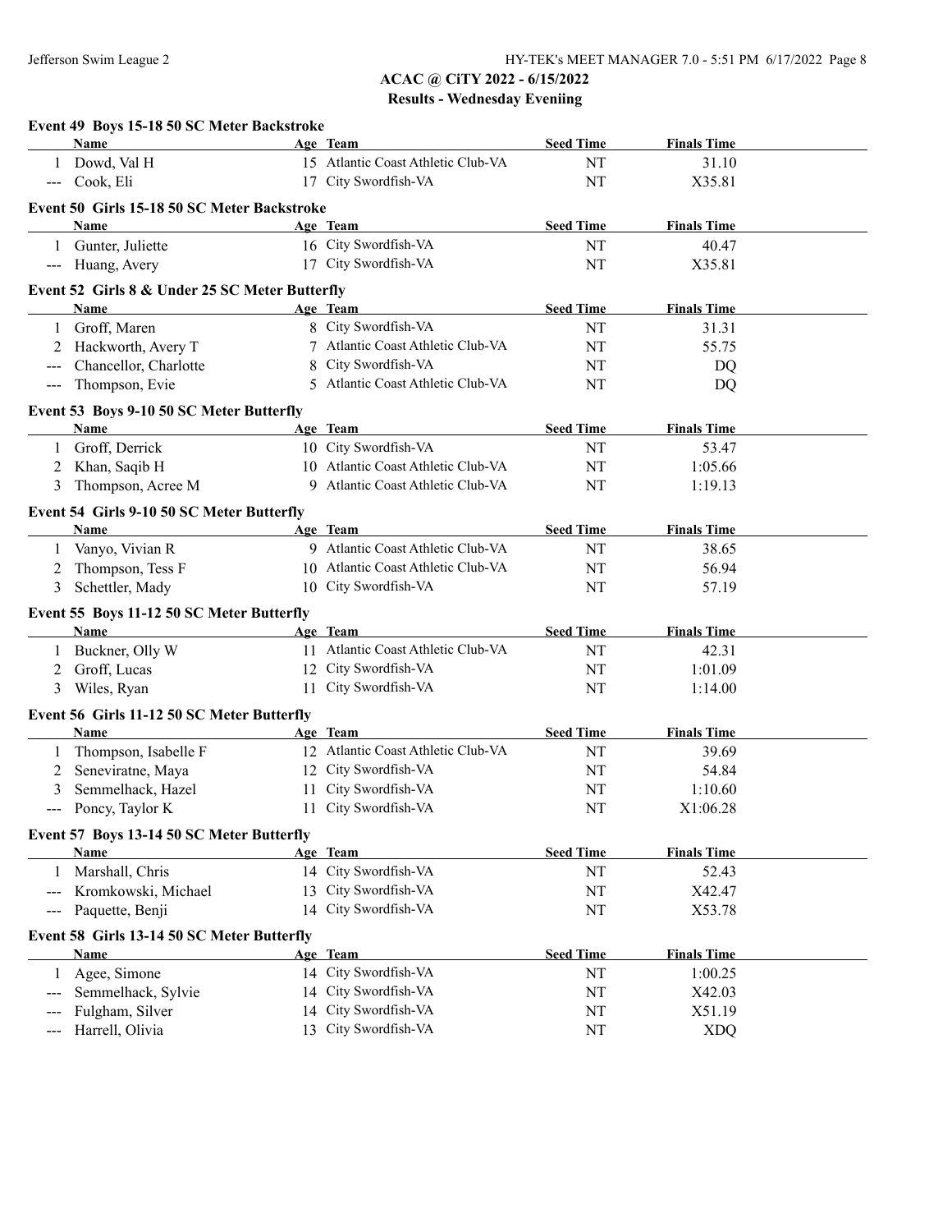## ACAC @ CiTY 2022 - 6/15/2022

### Results - Wednesday Eveniing

**Event 49 Boys 15-18 50 SC Meter Backstroke**

| | Name | Age | Team | Seed Time | Finals Time |
|---|---|---|---|---|---|
| 1 | Dowd, Val H | 15 | Atlantic Coast Athletic Club-VA | NT | 31.10 |
| --- | Cook, Eli | 17 | City Swordfish-VA | NT | X35.81 |

**Event 50 Girls 15-18 50 SC Meter Backstroke**

| | Name | Age | Team | Seed Time | Finals Time |
|---|---|---|---|---|---|
| 1 | Gunter, Juliette | 16 | City Swordfish-VA | NT | 40.47 |
| --- | Huang, Avery | 17 | City Swordfish-VA | NT | X35.81 |

**Event 52 Girls 8 & Under 25 SC Meter Butterfly**

| | Name | Age | Team | Seed Time | Finals Time |
|---|---|---|---|---|---|
| 1 | Groff, Maren | 8 | City Swordfish-VA | NT | 31.31 |
| 2 | Hackworth, Avery T | 7 | Atlantic Coast Athletic Club-VA | NT | 55.75 |
| --- | Chancellor, Charlotte | 8 | City Swordfish-VA | NT | DQ |
| --- | Thompson, Evie | 5 | Atlantic Coast Athletic Club-VA | NT | DQ |

**Event 53 Boys 9-10 50 SC Meter Butterfly**

| | Name | Age | Team | Seed Time | Finals Time |
|---|---|---|---|---|---|
| 1 | Groff, Derrick | 10 | City Swordfish-VA | NT | 53.47 |
| 2 | Khan, Saqib H | 10 | Atlantic Coast Athletic Club-VA | NT | 1:05.66 |
| 3 | Thompson, Acree M | 9 | Atlantic Coast Athletic Club-VA | NT | 1:19.13 |

**Event 54 Girls 9-10 50 SC Meter Butterfly**

| | Name | Age | Team | Seed Time | Finals Time |
|---|---|---|---|---|---|
| 1 | Vanyo, Vivian R | 9 | Atlantic Coast Athletic Club-VA | NT | 38.65 |
| 2 | Thompson, Tess F | 10 | Atlantic Coast Athletic Club-VA | NT | 56.94 |
| 3 | Schettler, Mady | 10 | City Swordfish-VA | NT | 57.19 |

**Event 55 Boys 11-12 50 SC Meter Butterfly**

| | Name | Age | Team | Seed Time | Finals Time |
|---|---|---|---|---|---|
| 1 | Buckner, Olly W | 11 | Atlantic Coast Athletic Club-VA | NT | 42.31 |
| 2 | Groff, Lucas | 12 | City Swordfish-VA | NT | 1:01.09 |
| 3 | Wiles, Ryan | 11 | City Swordfish-VA | NT | 1:14.00 |

**Event 56 Girls 11-12 50 SC Meter Butterfly**

| | Name | Age | Team | Seed Time | Finals Time |
|---|---|---|---|---|---|
| 1 | Thompson, Isabelle F | 12 | Atlantic Coast Athletic Club-VA | NT | 39.69 |
| 2 | Seneviratne, Maya | 12 | City Swordfish-VA | NT | 54.84 |
| 3 | Semmelhack, Hazel | 11 | City Swordfish-VA | NT | 1:10.60 |
| --- | Poncy, Taylor K | 11 | City Swordfish-VA | NT | X1:06.28 |

**Event 57 Boys 13-14 50 SC Meter Butterfly**

| | Name | Age | Team | Seed Time | Finals Time |
|---|---|---|---|---|---|
| 1 | Marshall, Chris | 14 | City Swordfish-VA | NT | 52.43 |
| --- | Kromkowski, Michael | 13 | City Swordfish-VA | NT | X42.47 |
| --- | Paquette, Benji | 14 | City Swordfish-VA | NT | X53.78 |

**Event 58 Girls 13-14 50 SC Meter Butterfly**

| | Name | Age | Team | Seed Time | Finals Time |
|---|---|---|---|---|---|
| 1 | Agee, Simone | 14 | City Swordfish-VA | NT | 1:00.25 |
| --- | Semmelhack, Sylvie | 14 | City Swordfish-VA | NT | X42.03 |
| --- | Fulgham, Silver | 14 | City Swordfish-VA | NT | X51.19 |
| --- | Harrell, Olivia | 13 | City Swordfish-VA | NT | XDQ |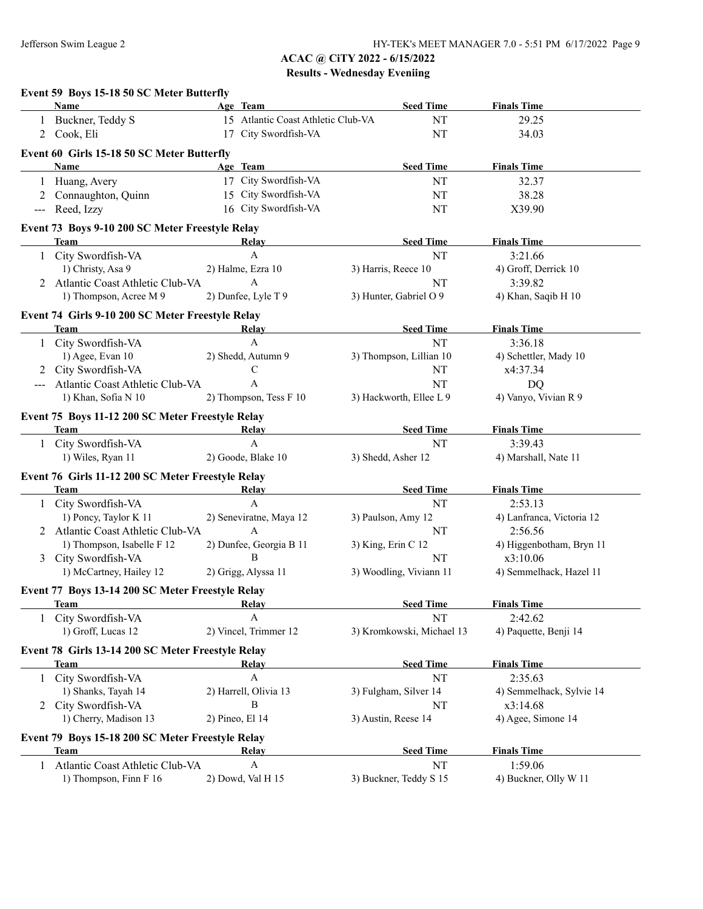## ACAC @ CiTY 2022 - 6/15/2022

### Results - Wednesday Eveniing

#### Event 59 Boys 15-18 50 SC Meter Butterfly

| | Name | Age | Team | Seed Time | Finals Time |
|---|---|---|---|---|---|
| 1 | Buckner, Teddy S | 15 | Atlantic Coast Athletic Club-VA | NT | 29.25 |
| 2 | Cook, Eli | 17 | City Swordfish-VA | NT | 34.03 |

#### Event 60 Girls 15-18 50 SC Meter Butterfly

| | Name | Age | Team | Seed Time | Finals Time |
|---|---|---|---|---|---|
| 1 | Huang, Avery | 17 | City Swordfish-VA | NT | 32.37 |
| 2 | Connaughton, Quinn | 15 | City Swordfish-VA | NT | 38.28 |
| --- | Reed, Izzy | 16 | City Swordfish-VA | NT | X39.90 |

#### Event 73 Boys 9-10 200 SC Meter Freestyle Relay

| | Team | Relay | Seed Time | Finals Time |
|---|---|---|---|---|
| 1 | City Swordfish-VA | A | NT | 3:21.66 |
| | 1) Christy, Asa 9 | 2) Halme, Ezra 10 | 3) Harris, Reece 10 | 4) Groff, Derrick 10 |
| 2 | Atlantic Coast Athletic Club-VA | A | NT | 3:39.82 |
| | 1) Thompson, Acree M 9 | 2) Dunfee, Lyle T 9 | 3) Hunter, Gabriel O 9 | 4) Khan, Saqib H 10 |

#### Event 74 Girls 9-10 200 SC Meter Freestyle Relay

| | Team | Relay | Seed Time | Finals Time |
|---|---|---|---|---|
| 1 | City Swordfish-VA | A | NT | 3:36.18 |
| | 1) Agee, Evan 10 | 2) Shedd, Autumn 9 | 3) Thompson, Lillian 10 | 4) Schettler, Mady 10 |
| 2 | City Swordfish-VA | C | NT | x4:37.34 |
| --- | Atlantic Coast Athletic Club-VA | A | NT | DQ |
| | 1) Khan, Sofia N 10 | 2) Thompson, Tess F 10 | 3) Hackworth, Ellee L 9 | 4) Vanyo, Vivian R 9 |

#### Event 75 Boys 11-12 200 SC Meter Freestyle Relay

| | Team | Relay | Seed Time | Finals Time |
|---|---|---|---|---|
| 1 | City Swordfish-VA | A | NT | 3:39.43 |
| | 1) Wiles, Ryan 11 | 2) Goode, Blake 10 | 3) Shedd, Asher 12 | 4) Marshall, Nate 11 |

#### Event 76 Girls 11-12 200 SC Meter Freestyle Relay

| | Team | Relay | Seed Time | Finals Time |
|---|---|---|---|---|
| 1 | City Swordfish-VA | A | NT | 2:53.13 |
| | 1) Poncy, Taylor K 11 | 2) Seneviratne, Maya 12 | 3) Paulson, Amy 12 | 4) Lanfranca, Victoria 12 |
| 2 | Atlantic Coast Athletic Club-VA | A | NT | 2:56.56 |
| | 1) Thompson, Isabelle F 12 | 2) Dunfee, Georgia B 11 | 3) King, Erin C 12 | 4) Higgenbotham, Bryn 11 |
| 3 | City Swordfish-VA | B | NT | x3:10.06 |
| | 1) McCartney, Hailey 12 | 2) Grigg, Alyssa 11 | 3) Woodling, Viviann 11 | 4) Semmelhack, Hazel 11 |

#### Event 77 Boys 13-14 200 SC Meter Freestyle Relay

| | Team | Relay | Seed Time | Finals Time |
|---|---|---|---|---|
| 1 | City Swordfish-VA | A | NT | 2:42.62 |
| | 1) Groff, Lucas 12 | 2) Vincel, Trimmer 12 | 3) Kromkowski, Michael 13 | 4) Paquette, Benji 14 |

#### Event 78 Girls 13-14 200 SC Meter Freestyle Relay

| | Team | Relay | Seed Time | Finals Time |
|---|---|---|---|---|
| 1 | City Swordfish-VA | A | NT | 2:35.63 |
| | 1) Shanks, Tayah 14 | 2) Harrell, Olivia 13 | 3) Fulgham, Silver 14 | 4) Semmelhack, Sylvie 14 |
| 2 | City Swordfish-VA | B | NT | x3:14.68 |
| | 1) Cherry, Madison 13 | 2) Pineo, El 14 | 3) Austin, Reese 14 | 4) Agee, Simone 14 |

#### Event 79 Boys 15-18 200 SC Meter Freestyle Relay

| | Team | Relay | Seed Time | Finals Time |
|---|---|---|---|---|
| 1 | Atlantic Coast Athletic Club-VA | A | NT | 1:59.06 |
| | 1) Thompson, Finn F 16 | 2) Dowd, Val H 15 | 3) Buckner, Teddy S 15 | 4) Buckner, Olly W 11 |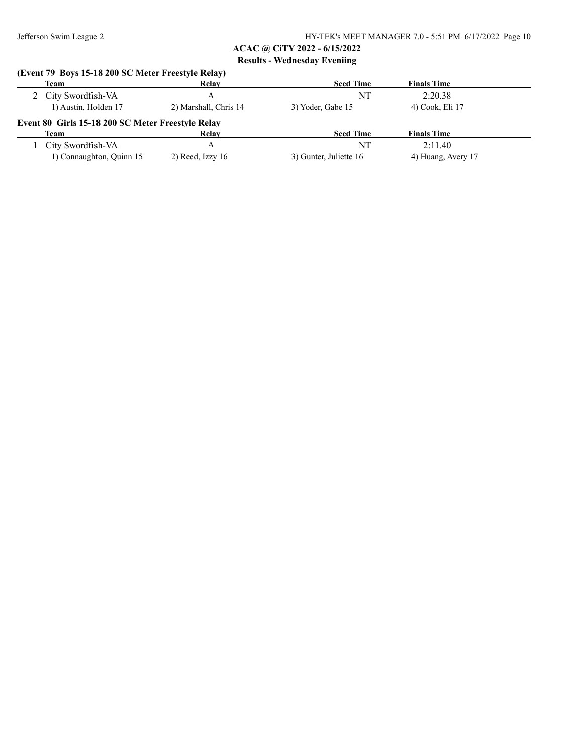**(Event 79 Boys 15-18 200 SC Meter Freestyle Relay)**

| | Team | Relay | Seed Time | Finals Time |
|---|---|---|---|---|
| 2 | City Swordfish-VA | A | NT | 2:20.38 |
| | 1) Austin, Holden 17 | 2) Marshall, Chris 14 | 3) Yoder, Gabe 15 | 4) Cook, Eli 17 |

**Event 80 Girls 15-18 200 SC Meter Freestyle Relay**

| | Team | Relay | Seed Time | Finals Time |
|---|---|---|---|---|
| 1 | City Swordfish-VA | A | NT | 2:11.40 |
| | 1) Connaughton, Quinn 15 | 2) Reed, Izzy 16 | 3) Gunter, Juliette 16 | 4) Huang, Avery 17 |